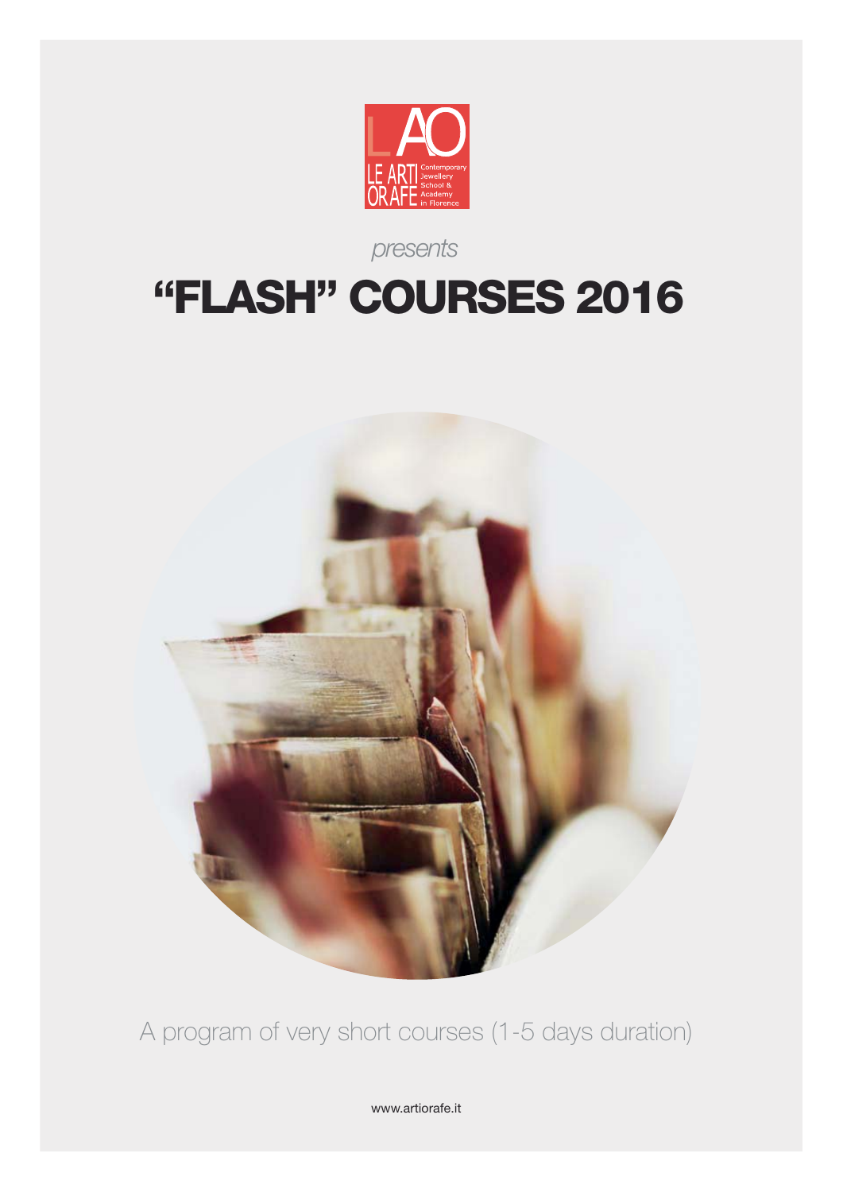LAO
LE ARTI ORAFE
Contemporary Jewellery School & Academy in Florence

*presents*

# "FLASH" COURSES 2016

A program of very short courses (1-5 days duration)

www.artiorafe.it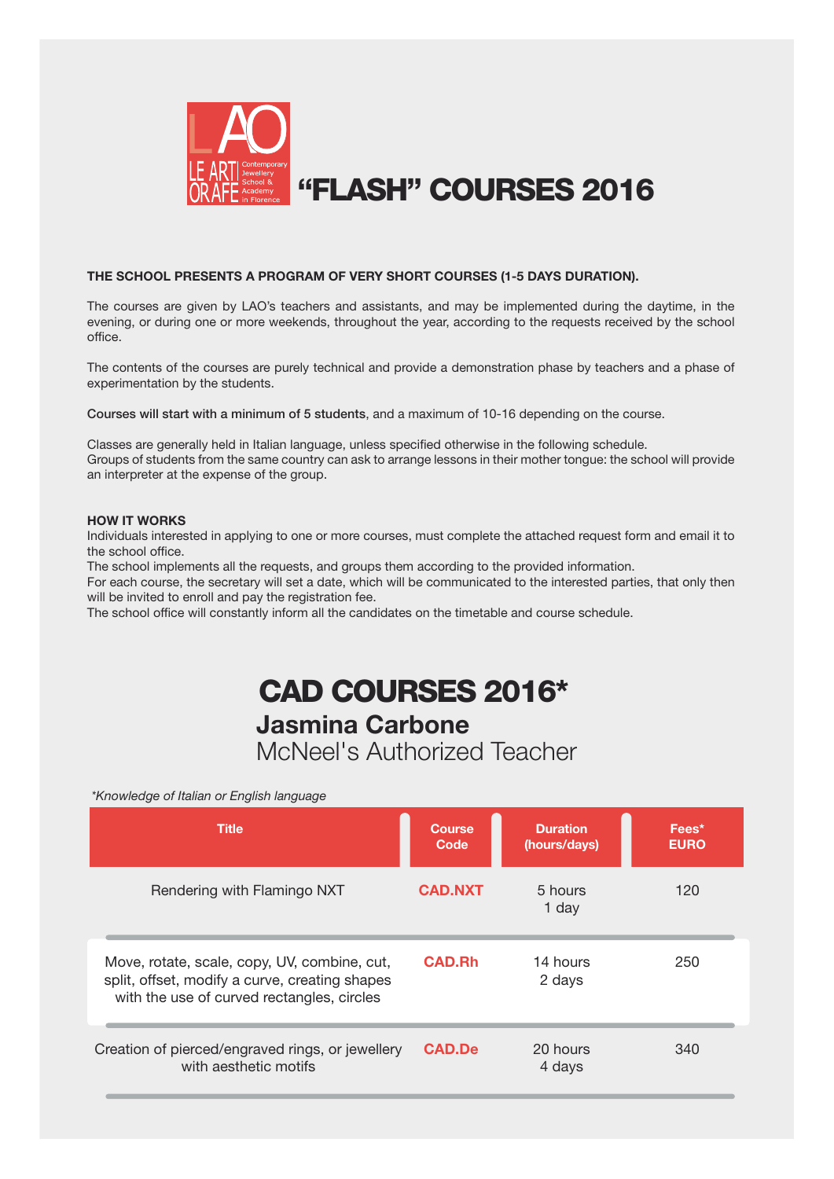# "FLASH" COURSES 2016

**THE SCHOOL PRESENTS A PROGRAM OF VERY SHORT COURSES (1-5 DAYS DURATION).**

The courses are given by LAO's teachers and assistants, and may be implemented during the daytime, in the evening, or during one or more weekends, throughout the year, according to the requests received by the school office.

The contents of the courses are purely technical and provide a demonstration phase by teachers and a phase of experimentation by the students.

**Courses will start with a minimum of 5 students**, and a maximum of 10-16 depending on the course.

Classes are generally held in Italian language, unless specified otherwise in the following schedule.
Groups of students from the same country can ask to arrange lessons in their mother tongue: the school will provide an interpreter at the expense of the group.

**HOW IT WORKS**
Individuals interested in applying to one or more courses, must complete the attached request form and email it to the school office.
The school implements all the requests, and groups them according to the provided information.
For each course, the secretary will set a date, which will be communicated to the interested parties, that only then will be invited to enroll and pay the registration fee.
The school office will constantly inform all the candidates on the timetable and course schedule.

# CAD COURSES 2016*

## Jasmina Carbone

McNeel's Authorized Teacher

*\*Knowledge of Italian or English language*

| Title | Course Code | Duration (hours/days) | Fees* EURO |
|---|---|---|---|
| Rendering with Flamingo NXT | CAD.NXT | 5 hours 1 day | 120 |
| Move, rotate, scale, copy, UV, combine, cut, split, offset, modify a curve, creating shapes with the use of curved rectangles, circles | CAD.Rh | 14 hours 2 days | 250 |
| Creation of pierced/engraved rings, or jewellery with aesthetic motifs | CAD.De | 20 hours 4 days | 340 |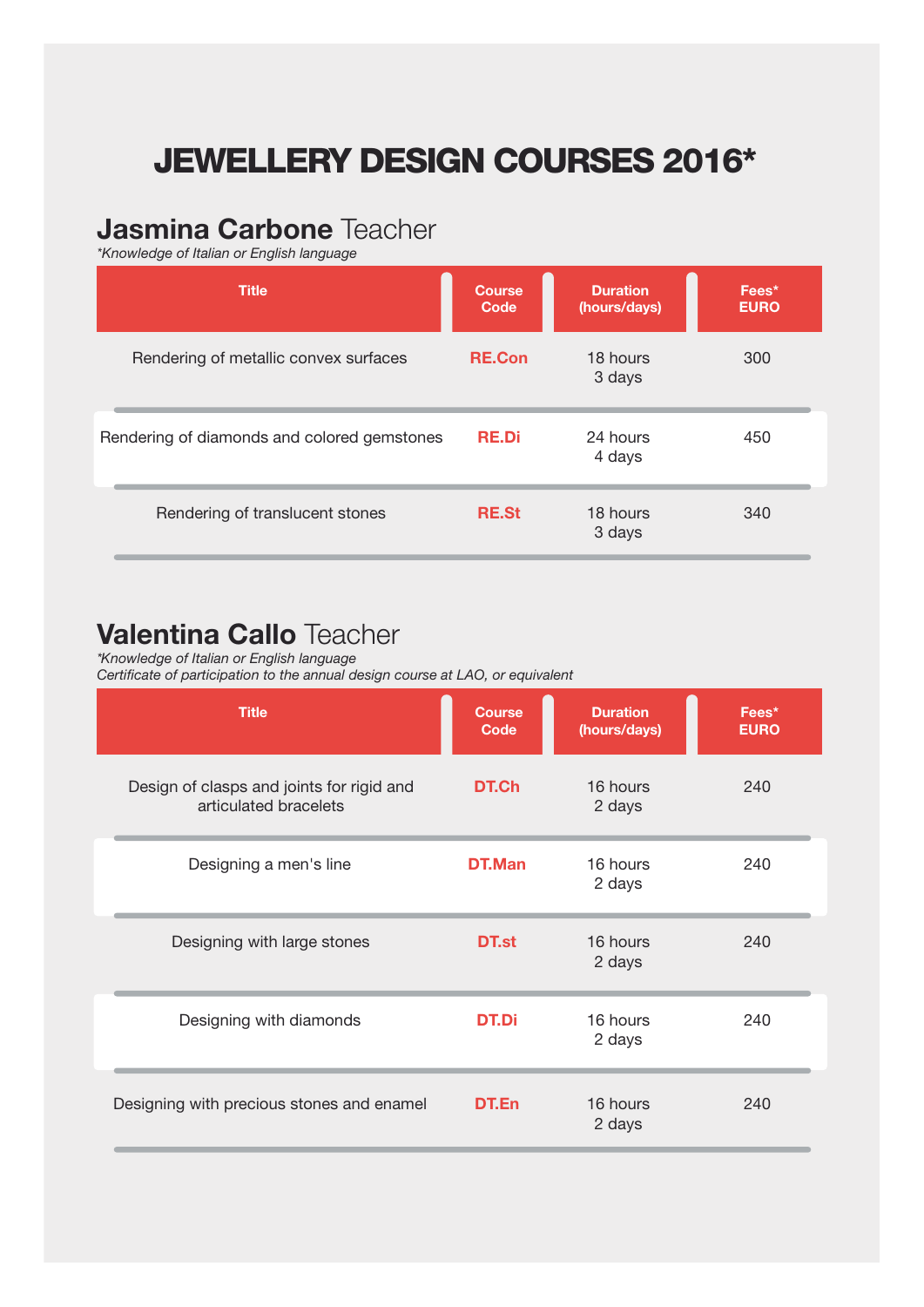# JEWELLERY DESIGN COURSES 2016*

## **Jasmina Carbone** Teacher

*\*Knowledge of Italian or English language*

| Title | Course Code | Duration (hours/days) | Fees* EURO |
|---|---|---|---|
| Rendering of metallic convex surfaces | **RE.Con** | 18 hours<br>3 days | 300 |
| Rendering of diamonds and colored gemstones | **RE.Di** | 24 hours<br>4 days | 450 |
| Rendering of translucent stones | **RE.St** | 18 hours<br>3 days | 340 |

## **Valentina Callo** Teacher

*\*Knowledge of Italian or English language*
*Certificate of participation to the annual design course at LAO, or equivalent*

| Title | Course Code | Duration (hours/days) | Fees* EURO |
|---|---|---|---|
| Design of clasps and joints for rigid and articulated bracelets | **DT.Ch** | 16 hours<br>2 days | 240 |
| Designing a men's line | **DT.Man** | 16 hours<br>2 days | 240 |
| Designing with large stones | **DT.st** | 16 hours<br>2 days | 240 |
| Designing with diamonds | **DT.Di** | 16 hours<br>2 days | 240 |
| Designing with precious stones and enamel | **DT.En** | 16 hours<br>2 days | 240 |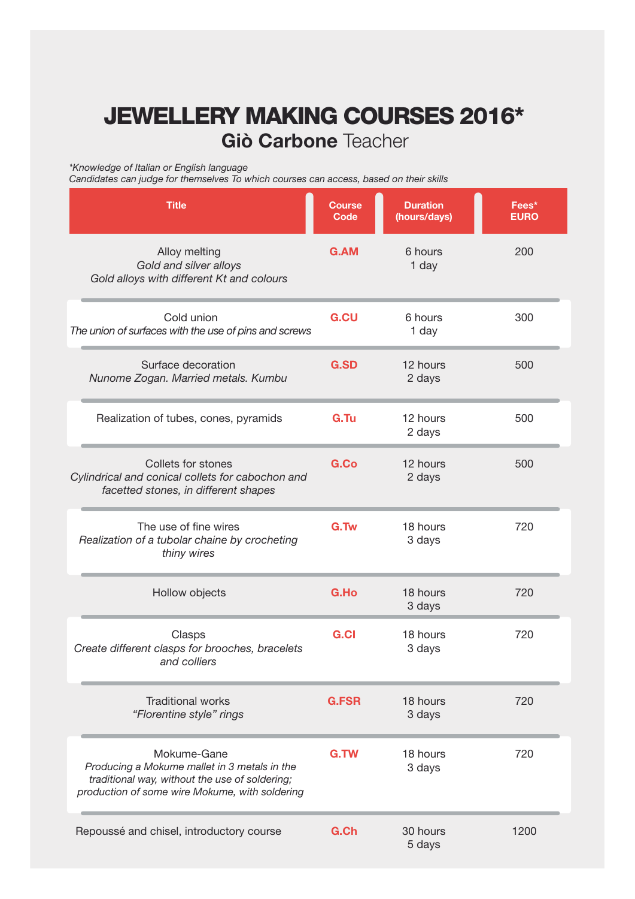# JEWELLERY MAKING COURSES 2016*

## **Giò Carbone** Teacher

*\*Knowledge of Italian or English language*
*Candidates can judge for themselves To which courses can access, based on their skills*

| Title | Course Code | Duration (hours/days) | Fees* EURO |
|---|---|---|---|
| Alloy melting<br>*Gold and silver alloys*<br>*Gold alloys with different Kt and colours* | G.AM | 6 hours<br>1 day | 200 |
| Cold union<br>*The union of surfaces with the use of pins and screws* | G.CU | 6 hours<br>1 day | 300 |
| Surface decoration<br>*Nunome Zogan. Married metals. Kumbu* | G.SD | 12 hours<br>2 days | 500 |
| Realization of tubes, cones, pyramids | G.Tu | 12 hours<br>2 days | 500 |
| Collets for stones<br>*Cylindrical and conical collets for cabochon and facetted stones, in different shapes* | G.Co | 12 hours<br>2 days | 500 |
| The use of fine wires<br>*Realization of a tubolar chaine by crocheting thiny wires* | G.Tw | 18 hours<br>3 days | 720 |
| Hollow objects | G.Ho | 18 hours<br>3 days | 720 |
| Clasps<br>*Create different clasps for brooches, bracelets and colliers* | G.Cl | 18 hours<br>3 days | 720 |
| Traditional works<br>*"Florentine style" rings* | G.FSR | 18 hours<br>3 days | 720 |
| Mokume-Gane<br>*Producing a Mokume mallet in 3 metals in the traditional way, without the use of soldering; production of some wire Mokume, with soldering* | G.TW | 18 hours<br>3 days | 720 |
| Repoussé and chisel, introductory course | G.Ch | 30 hours<br>5 days | 1200 |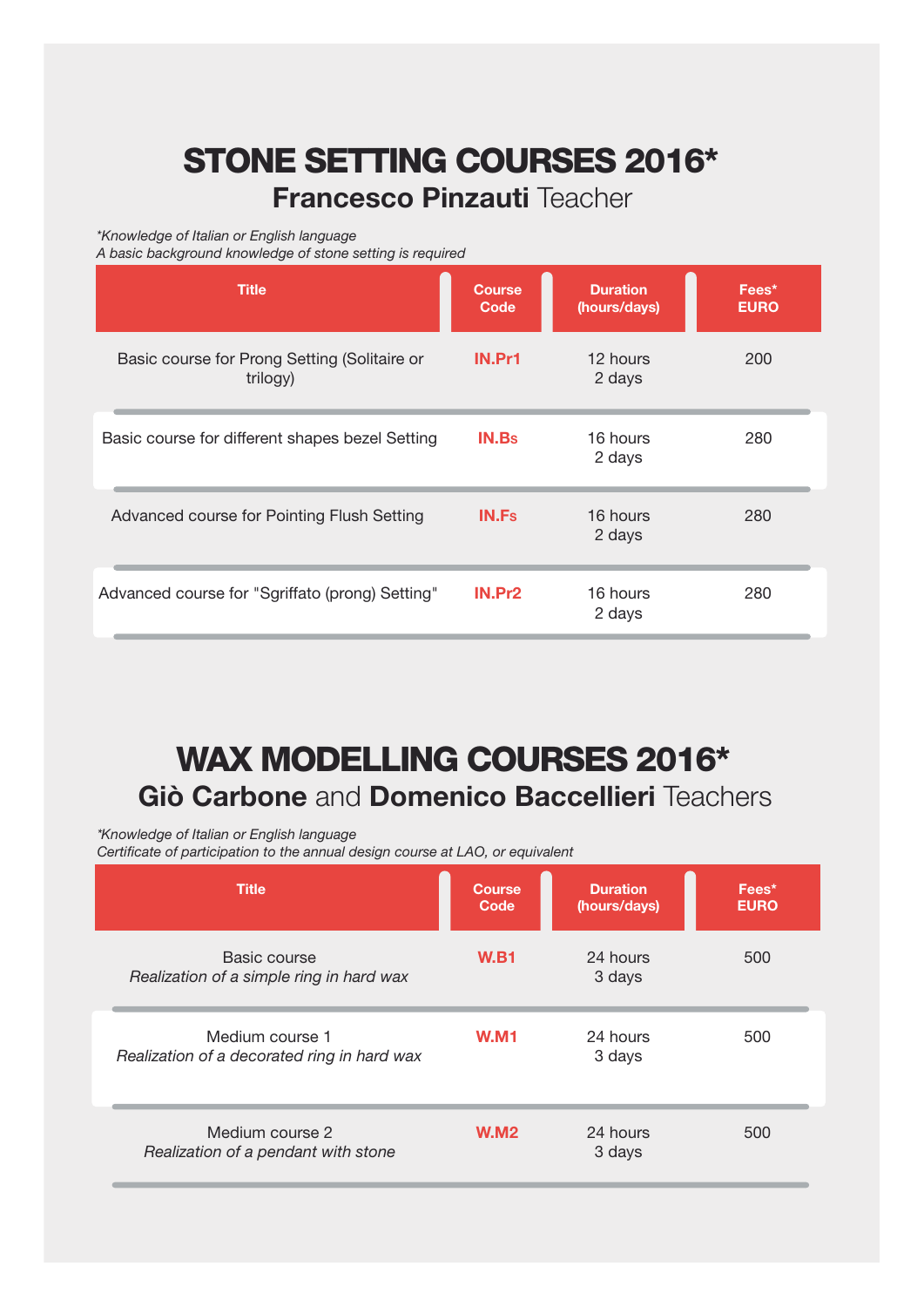# STONE SETTING COURSES 2016*

## **Francesco Pinzauti** Teacher

*\*Knowledge of Italian or English language*
*A basic background knowledge of stone setting is required*

| Title | Course Code | Duration (hours/days) | Fees* EURO |
|---|---|---|---|
| Basic course for Prong Setting (Solitaire or trilogy) | IN.Pr1 | 12 hours<br>2 days | 200 |
| Basic course for different shapes bezel Setting | IN.Bs | 16 hours<br>2 days | 280 |
| Advanced course for Pointing Flush Setting | IN.Fs | 16 hours<br>2 days | 280 |
| Advanced course for "Sgriffato (prong) Setting" | IN.Pr2 | 16 hours<br>2 days | 280 |

# WAX MODELLING COURSES 2016*

## **Giò Carbone** and **Domenico Baccellieri** Teachers

*\*Knowledge of Italian or English language*
*Certificate of participation to the annual design course at LAO, or equivalent*

| Title | Course Code | Duration (hours/days) | Fees* EURO |
|---|---|---|---|
| Basic course<br>*Realization of a simple ring in hard wax* | W.B1 | 24 hours<br>3 days | 500 |
| Medium course 1<br>*Realization of a decorated ring in hard wax* | W.M1 | 24 hours<br>3 days | 500 |
| Medium course 2<br>*Realization of a pendant with stone* | W.M2 | 24 hours<br>3 days | 500 |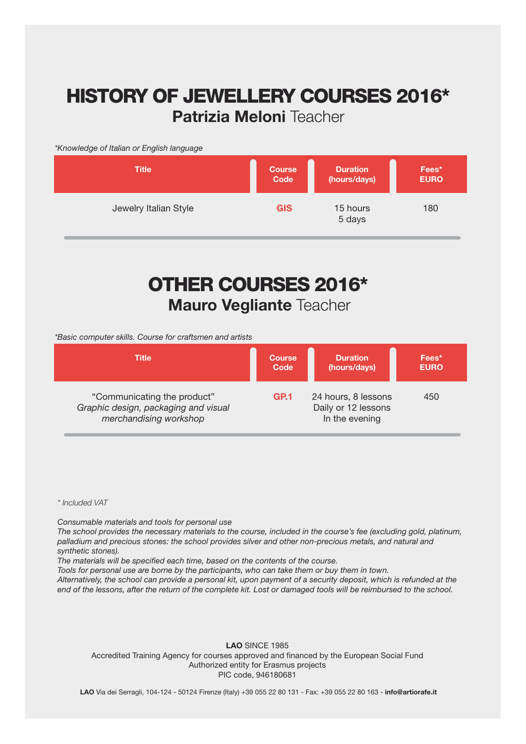# HISTORY OF JEWELLERY COURSES 2016*

## **Patrizia Meloni** Teacher

*\*Knowledge of Italian or English language*

| Title | Course Code | Duration (hours/days) | Fees* EURO |
|---|---|---|---|
| Jewelry Italian Style | **GIS** | 15 hours<br>5 days | 180 |

# OTHER COURSES 2016*

## **Mauro Vegliante** Teacher

*\*Basic computer skills. Course for craftsmen and artists*

| Title | Course Code | Duration (hours/days) | Fees* EURO |
|---|---|---|---|
| "Communicating the product"<br>*Graphic design, packaging and visual merchandising workshop* | **GP.1** | 24 hours, 8 lessons<br>Daily or 12 lessons<br>In the evening | 450 |

*\* Included VAT*

*Consumable materials and tools for personal use*
*The school provides the necessary materials to the course, included in the course's fee (excluding gold, platinum, palladium and precious stones: the school provides silver and other non-precious metals, and natural and synthetic stones).*
*The materials will be specified each time, based on the contents of the course.*
*Tools for personal use are borne by the participants, who can take them or buy them in town.*
*Alternatively, the school can provide a personal kit, upon payment of a security deposit, which is refunded at the end of the lessons, after the return of the complete kit. Lost or damaged tools will be reimbursed to the school.*

**LAO** SINCE 1985
Accredited Training Agency for courses approved and financed by the European Social Fund
Authorized entity for Erasmus projects
PIC code, 946180681

**LAO** Via dei Serragli, 104-124 - 50124 Firenze (Italy) +39 055 22 80 131 - Fax: +39 055 22 80 163 - **info@artiorafe.it**